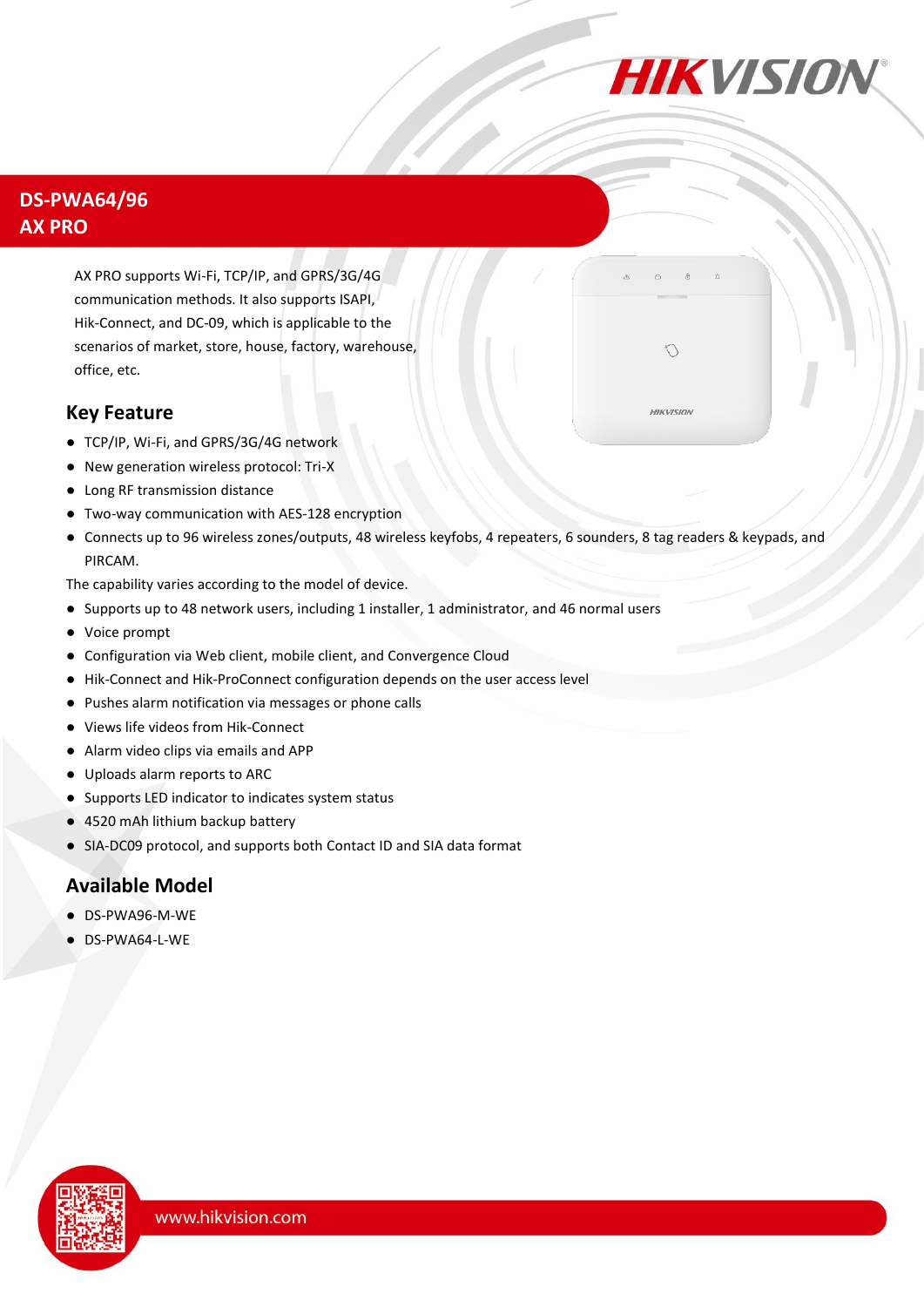# DS-PWA64/96
# AX PRO

AX PRO supports Wi-Fi, TCP/IP, and GPRS/3G/4G communication methods. It also supports ISAPI, Hik-Connect, and DC-09, which is applicable to the scenarios of market, store, house, factory, warehouse, office, etc.

## Key Feature

- TCP/IP, Wi-Fi, and GPRS/3G/4G network
- New generation wireless protocol: Tri-X
- Long RF transmission distance
- Two-way communication with AES-128 encryption
- Connects up to 96 wireless zones/outputs, 48 wireless keyfobs, 4 repeaters, 6 sounders, 8 tag readers & keypads, and PIRCAM.

The capability varies according to the model of device.

- Supports up to 48 network users, including 1 installer, 1 administrator, and 46 normal users
- Voice prompt
- Configuration via Web client, mobile client, and Convergence Cloud
- Hik-Connect and Hik-ProConnect configuration depends on the user access level
- Pushes alarm notification via messages or phone calls
- Views life videos from Hik-Connect
- Alarm video clips via emails and APP
- Uploads alarm reports to ARC
- Supports LED indicator to indicates system status
- 4520 mAh lithium backup battery
- SIA-DC09 protocol, and supports both Contact ID and SIA data format

## Available Model

- DS-PWA96-M-WE
- DS-PWA64-L-WE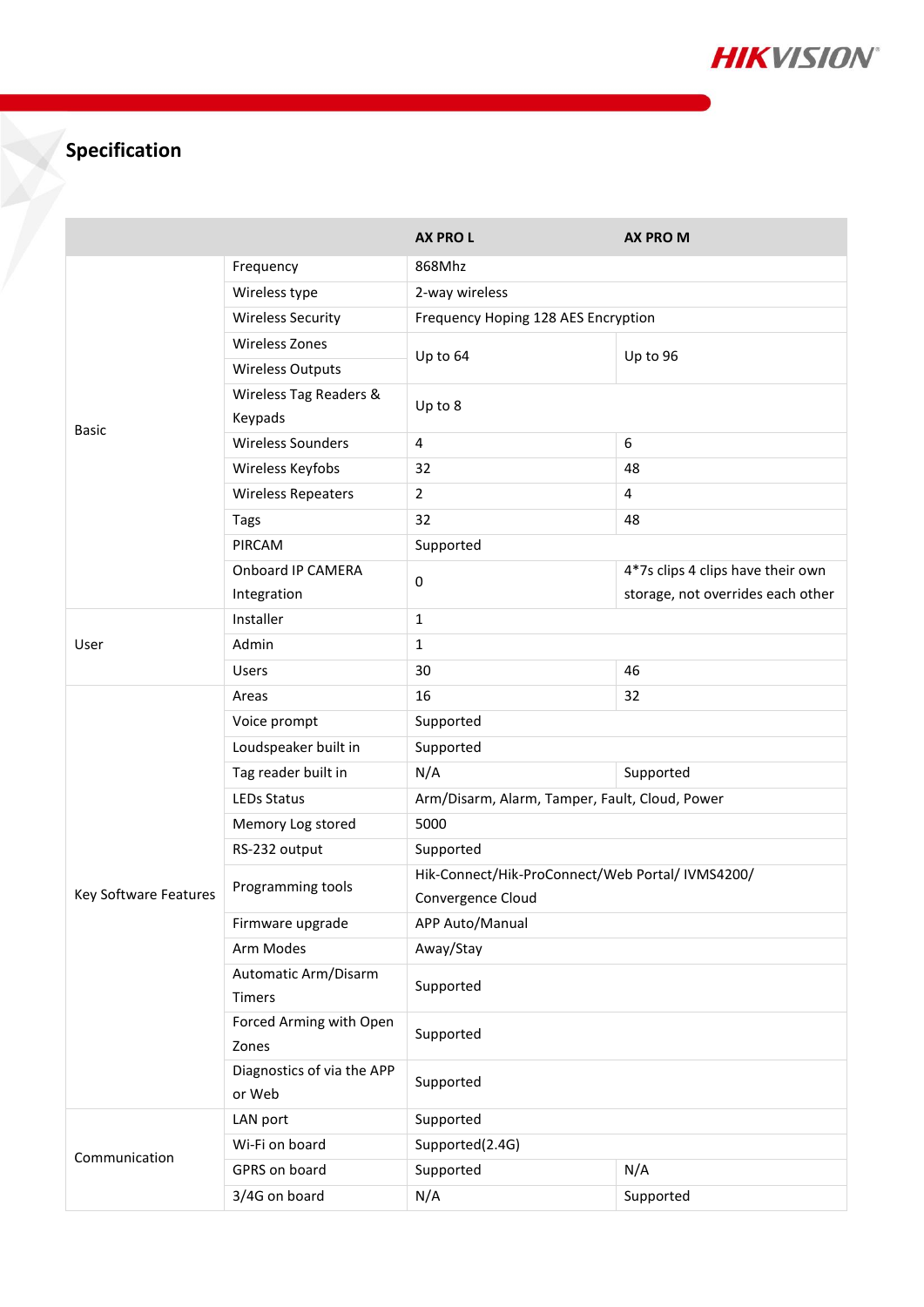## Specification

| | | AX PRO L | AX PRO M |
|---|---|---|---|
| Basic | Frequency | 868Mhz | |
| | Wireless type | 2-way wireless | |
| | Wireless Security | Frequency Hoping 128 AES Encryption | |
| | Wireless Zones | Up to 64 | Up to 96 |
| | Wireless Outputs | | |
| | Wireless Tag Readers & Keypads | Up to 8 | |
| | Wireless Sounders | 4 | 6 |
| | Wireless Keyfobs | 32 | 48 |
| | Wireless Repeaters | 2 | 4 |
| | Tags | 32 | 48 |
| | PIRCAM | Supported | |
| | Onboard IP CAMERA Integration | 0 | 4*7s clips 4 clips have their own storage, not overrides each other |
| User | Installer | 1 | |
| | Admin | 1 | |
| | Users | 30 | 46 |
| Key Software Features | Areas | 16 | 32 |
| | Voice prompt | Supported | |
| | Loudspeaker built in | Supported | |
| | Tag reader built in | N/A | Supported |
| | LEDs Status | Arm/Disarm, Alarm, Tamper, Fault, Cloud, Power | |
| | Memory Log stored | 5000 | |
| | RS-232 output | Supported | |
| | Programming tools | Hik-Connect/Hik-ProConnect/Web Portal/ IVMS4200/ Convergence Cloud | |
| | Firmware upgrade | APP Auto/Manual | |
| | Arm Modes | Away/Stay | |
| | Automatic Arm/Disarm Timers | Supported | |
| | Forced Arming with Open Zones | Supported | |
| | Diagnostics of via the APP or Web | Supported | |
| Communication | LAN port | Supported | |
| | Wi-Fi on board | Supported(2.4G) | |
| | GPRS on board | Supported | N/A |
| | 3/4G on board | N/A | Supported |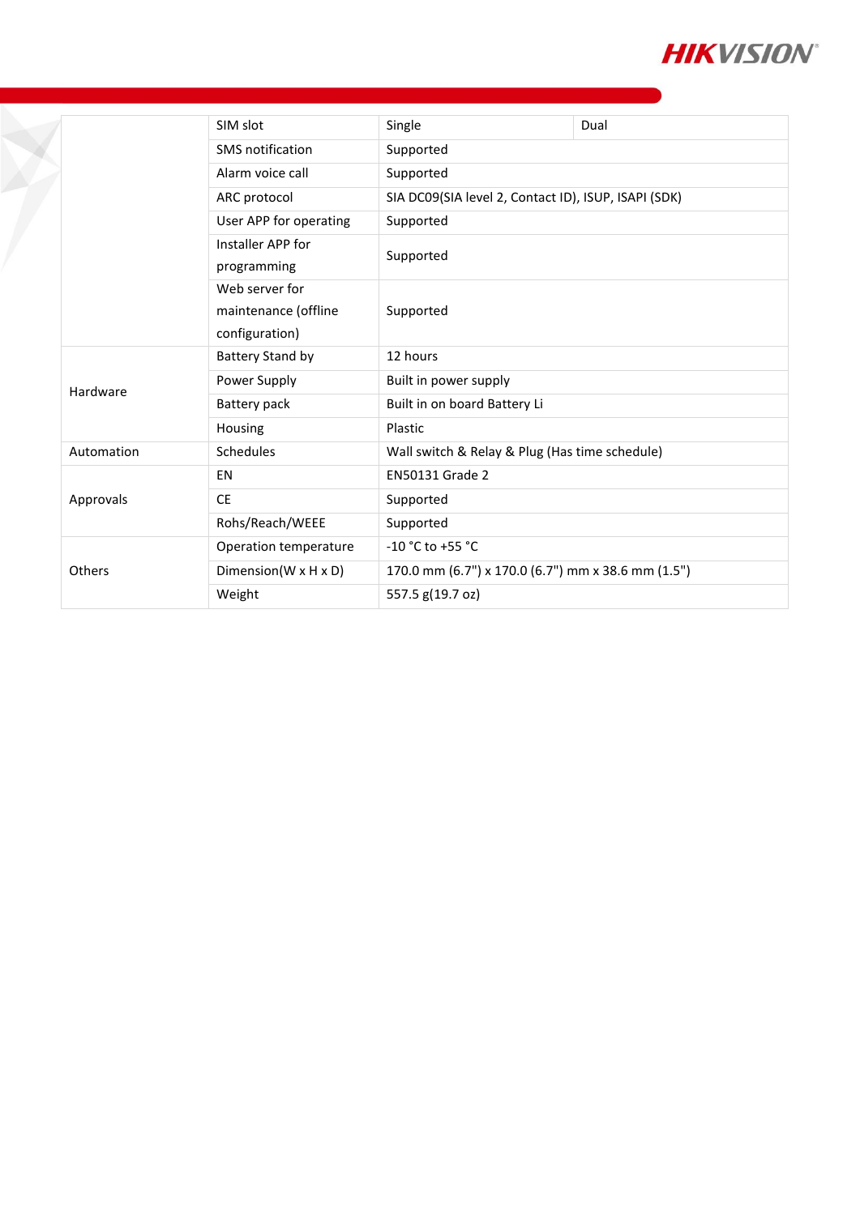| | | | |
|---|---|---|---|
| | SIM slot | Single | Dual |
| | SMS notification | Supported | |
| | Alarm voice call | Supported | |
| | ARC protocol | SIA DC09(SIA level 2, Contact ID), ISUP, ISAPI (SDK) | |
| | User APP for operating | Supported | |
| | Installer APP for programming | Supported | |
| | Web server for maintenance (offline configuration) | Supported | |
| Hardware | Battery Stand by | 12 hours | |
| | Power Supply | Built in power supply | |
| | Battery pack | Built in on board Battery Li | |
| | Housing | Plastic | |
| Automation | Schedules | Wall switch & Relay & Plug (Has time schedule) | |
| Approvals | EN | EN50131 Grade 2 | |
| | CE | Supported | |
| | Rohs/Reach/WEEE | Supported | |
| Others | Operation temperature | -10 °C to +55 °C | |
| | Dimension(W x H x D) | 170.0 mm (6.7") x 170.0 (6.7") mm x 38.6 mm (1.5") | |
| | Weight | 557.5 g(19.7 oz) | |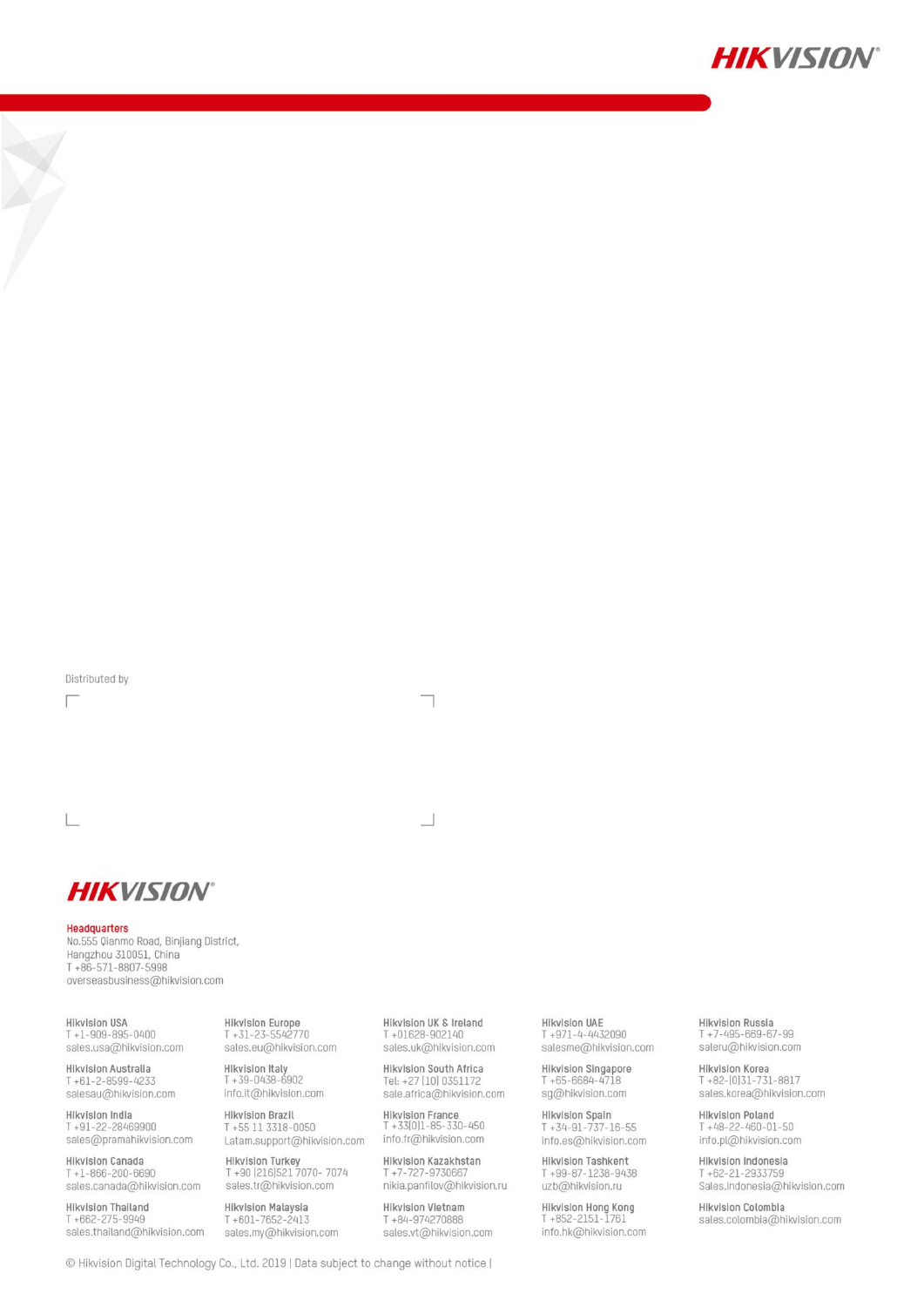Distributed by

**HIKVISION**

**Headquarters**
No.555 Qianmo Road, Binjiang District,
Hangzhou 310051, China
T +86-571-8807-5998
overseasbusiness@hikvision.com

**Hikvision USA**
T +1-909-895-0400
sales.usa@hikvision.com

**Hikvision Australia**
T +61-2-8599-4233
salesau@hikvision.com

**Hikvision India**
T +91-22-28469900
sales@pramahikvision.com

**Hikvision Canada**
T +1-866-200-6690
sales.canada@hikvision.com

**Hikvision Thailand**
T +662-275-9949
sales.thailand@hikvision.com

**Hikvision Europe**
T +31-23-5542770
sales.eu@hikvision.com

**Hikvision Italy**
T +39-0438-6902
info.it@hikvision.com

**Hikvision Brazil**
T +55 11 3318-0050
Latam.support@hikvision.com

**Hikvision Turkey**
T +90 (216)521 7070- 7074
sales.tr@hikvision.com

**Hikvision Malaysia**
T +601-7652-2413
sales.my@hikvision.com

**Hikvision UK & Ireland**
T +01628-902140
sales.uk@hikvision.com

**Hikvision South Africa**
Tel: +27 (10) 0351172
sale.africa@hikvision.com

**Hikvision France**
T +33(0)1-85-330-450
info.fr@hikvision.com

**Hikvision Kazakhstan**
T +7-727-9730667
nikia.panfilov@hikvision.ru

**Hikvision Vietnam**
T +84-974270888
sales.vt@hikvision.com

**Hikvision UAE**
T +971-4-4432090
salesme@hikvision.com

**Hikvision Singapore**
T +65-6684-4718
sg@hikvision.com

**Hikvision Spain**
T +34-91-737-16-55
info.es@hikvision.com

**Hikvision Tashkent**
T +99-87-1238-9438
uzb@hikvision.ru

**Hikvision Hong Kong**
T +852-2151-1761
info.hk@hikvision.com

**Hikvision Russia**
T +7-495-669-67-99
saleru@hikvision.com

**Hikvision Korea**
T +82-(0)31-731-8817
sales.korea@hikvision.com

**Hikvision Poland**
T +48-22-460-01-50
info.pl@hikvision.com

**Hikvision Indonesia**
T +62-21-2933759
Sales.Indonesia@hikvision.com

**Hikvision Colombia**
sales.colombia@hikvision.com

© Hikvision Digital Technology Co., Ltd. 2019 | Data subject to change without notice |